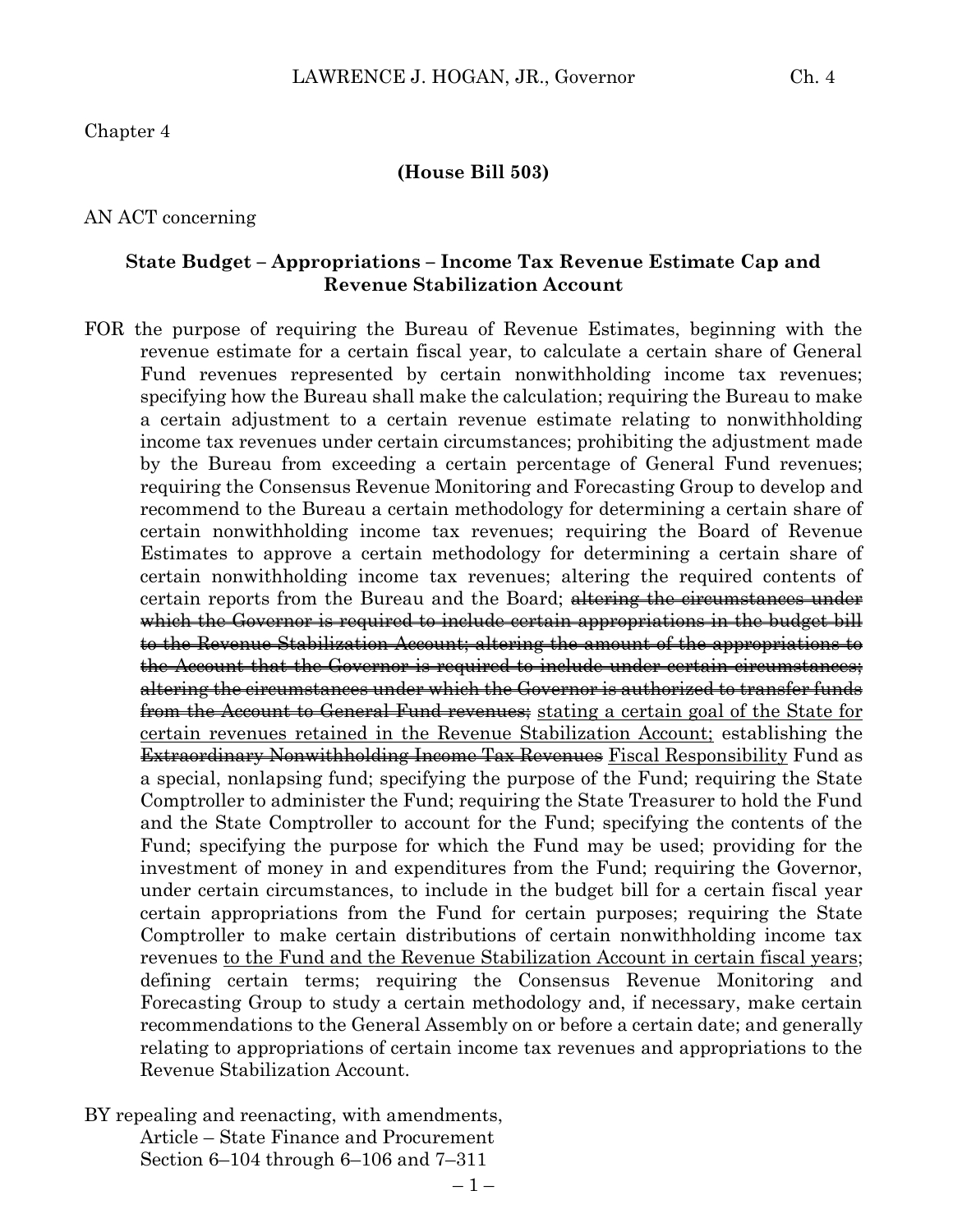Chapter 4

**(House Bill 503)**

AN ACT concerning

**State Budget – Appropriations – Income Tax Revenue Estimate Cap and Revenue Stabilization Account**

FOR the purpose of requiring the Bureau of Revenue Estimates, beginning with the revenue estimate for a certain fiscal year, to calculate a certain share of General Fund revenues represented by certain nonwithholding income tax revenues; specifying how the Bureau shall make the calculation; requiring the Bureau to make a certain adjustment to a certain revenue estimate relating to nonwithholding income tax revenues under certain circumstances; prohibiting the adjustment made by the Bureau from exceeding a certain percentage of General Fund revenues; requiring the Consensus Revenue Monitoring and Forecasting Group to develop and recommend to the Bureau a certain methodology for determining a certain share of certain nonwithholding income tax revenues; requiring the Board of Revenue Estimates to approve a certain methodology for determining a certain share of certain nonwithholding income tax revenues; altering the required contents of certain reports from the Bureau and the Board; ~~altering the circumstances under which the Governor is required to include certain appropriations in the budget bill to the Revenue Stabilization Account; altering the amount of the appropriations to the Account that the Governor is required to include under certain circumstances; altering the circumstances under which the Governor is authorized to transfer funds from the Account to General Fund revenues;~~ <u>stating a certain goal of the State for certain revenues retained in the Revenue Stabilization Account;</u> establishing the ~~Extraordinary Nonwithholding Income Tax Revenues~~ <u>Fiscal Responsibility</u> Fund as a special, nonlapsing fund; specifying the purpose of the Fund; requiring the State Comptroller to administer the Fund; requiring the State Treasurer to hold the Fund and the State Comptroller to account for the Fund; specifying the contents of the Fund; specifying the purpose for which the Fund may be used; providing for the investment of money in and expenditures from the Fund; requiring the Governor, under certain circumstances, to include in the budget bill for a certain fiscal year certain appropriations from the Fund for certain purposes; requiring the State Comptroller to make certain distributions of certain nonwithholding income tax revenues <u>to the Fund and the Revenue Stabilization Account in certain fiscal years</u>; defining certain terms; requiring the Consensus Revenue Monitoring and Forecasting Group to study a certain methodology and, if necessary, make certain recommendations to the General Assembly on or before a certain date; and generally relating to appropriations of certain income tax revenues and appropriations to the Revenue Stabilization Account.

BY repealing and reenacting, with amendments,
Article – State Finance and Procurement
Section 6–104 through 6–106 and 7–311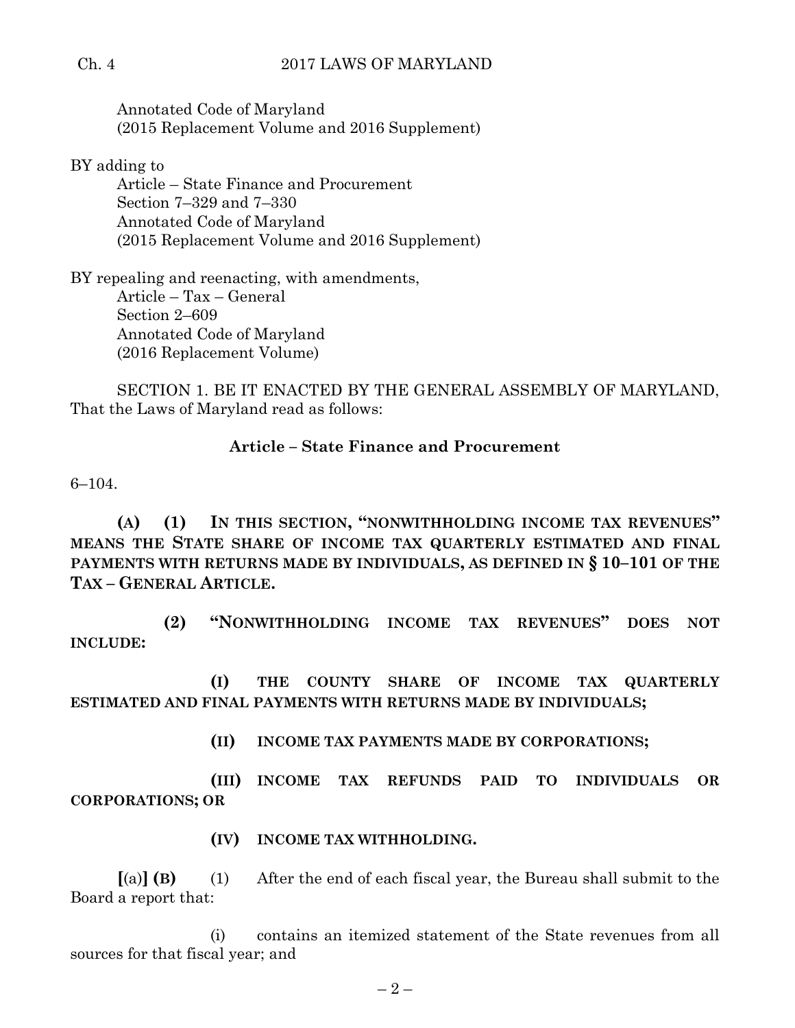Annotated Code of Maryland
(2015 Replacement Volume and 2016 Supplement)

BY adding to
Article – State Finance and Procurement
Section 7–329 and 7–330
Annotated Code of Maryland
(2015 Replacement Volume and 2016 Supplement)

BY repealing and reenacting, with amendments,
Article – Tax – General
Section 2–609
Annotated Code of Maryland
(2016 Replacement Volume)

SECTION 1. BE IT ENACTED BY THE GENERAL ASSEMBLY OF MARYLAND, That the Laws of Maryland read as follows:

**Article – State Finance and Procurement**

6–104.

**(A) (1) IN THIS SECTION, "NONWITHHOLDING INCOME TAX REVENUES" MEANS THE STATE SHARE OF INCOME TAX QUARTERLY ESTIMATED AND FINAL PAYMENTS WITH RETURNS MADE BY INDIVIDUALS, AS DEFINED IN § 10–101 OF THE TAX – GENERAL ARTICLE.**

**(2) "NONWITHHOLDING INCOME TAX REVENUES" DOES NOT INCLUDE:**

**(I) THE COUNTY SHARE OF INCOME TAX QUARTERLY ESTIMATED AND FINAL PAYMENTS WITH RETURNS MADE BY INDIVIDUALS;**

**(II) INCOME TAX PAYMENTS MADE BY CORPORATIONS;**

**(III) INCOME TAX REFUNDS PAID TO INDIVIDUALS OR CORPORATIONS; OR**

**(IV) INCOME TAX WITHHOLDING.**

**[**(a)**] (B)** (1) After the end of each fiscal year, the Bureau shall submit to the Board a report that:

(i) contains an itemized statement of the State revenues from all sources for that fiscal year; and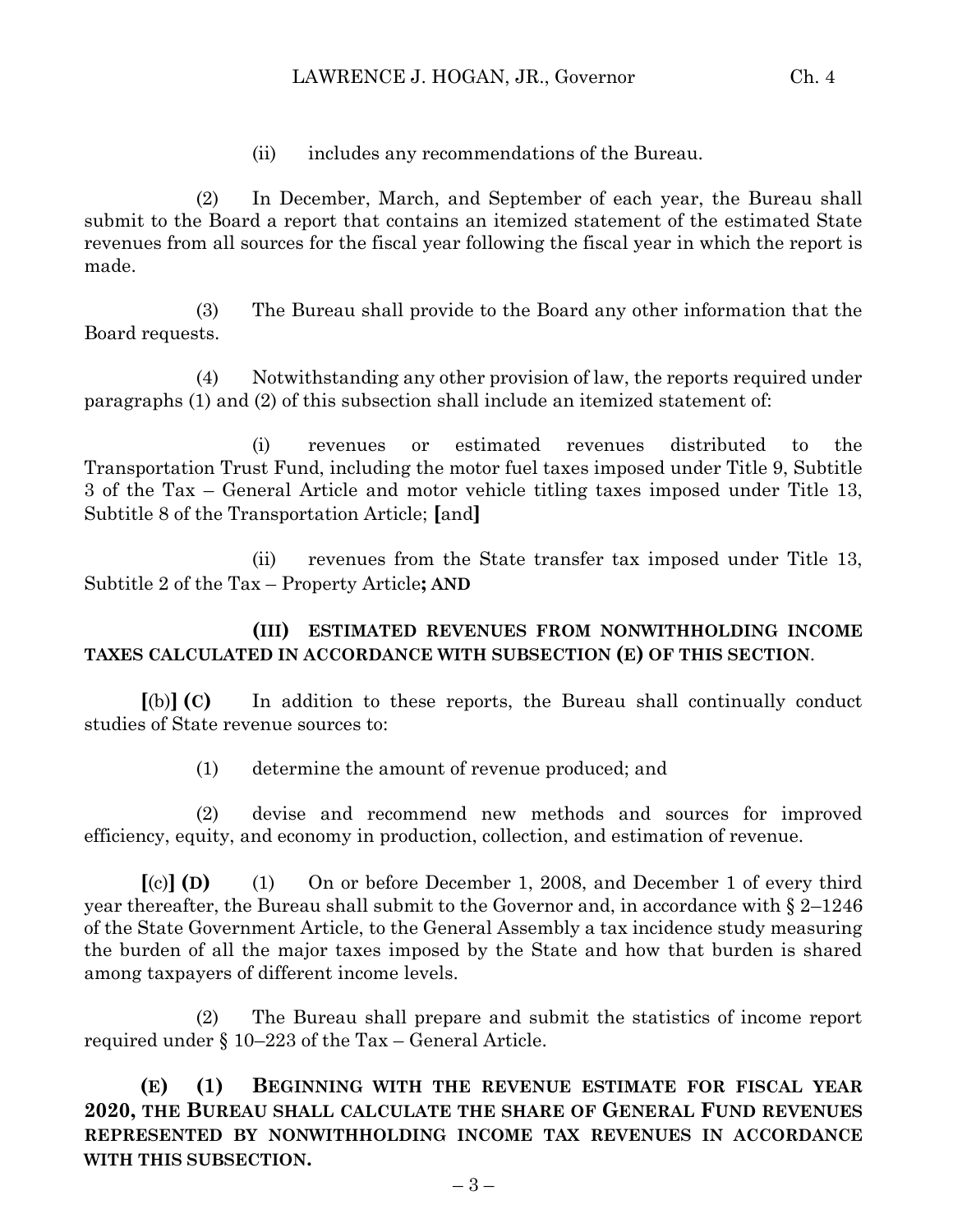(ii) includes any recommendations of the Bureau.

(2) In December, March, and September of each year, the Bureau shall submit to the Board a report that contains an itemized statement of the estimated State revenues from all sources for the fiscal year following the fiscal year in which the report is made.

(3) The Bureau shall provide to the Board any other information that the Board requests.

(4) Notwithstanding any other provision of law, the reports required under paragraphs (1) and (2) of this subsection shall include an itemized statement of:

(i) revenues or estimated revenues distributed to the Transportation Trust Fund, including the motor fuel taxes imposed under Title 9, Subtitle 3 of the Tax – General Article and motor vehicle titling taxes imposed under Title 13, Subtitle 8 of the Transportation Article; **[**and**]**

(ii) revenues from the State transfer tax imposed under Title 13, Subtitle 2 of the Tax – Property Article**; AND**

**(III) ESTIMATED REVENUES FROM NONWITHHOLDING INCOME TAXES CALCULATED IN ACCORDANCE WITH SUBSECTION (E) OF THIS SECTION**.

**[**(b)**] (C)** In addition to these reports, the Bureau shall continually conduct studies of State revenue sources to:

(1) determine the amount of revenue produced; and

(2) devise and recommend new methods and sources for improved efficiency, equity, and economy in production, collection, and estimation of revenue.

**[**(c)**] (D)** (1) On or before December 1, 2008, and December 1 of every third year thereafter, the Bureau shall submit to the Governor and, in accordance with § 2–1246 of the State Government Article, to the General Assembly a tax incidence study measuring the burden of all the major taxes imposed by the State and how that burden is shared among taxpayers of different income levels.

(2) The Bureau shall prepare and submit the statistics of income report required under § 10–223 of the Tax – General Article.

**(E) (1) BEGINNING WITH THE REVENUE ESTIMATE FOR FISCAL YEAR 2020, THE BUREAU SHALL CALCULATE THE SHARE OF GENERAL FUND REVENUES REPRESENTED BY NONWITHHOLDING INCOME TAX REVENUES IN ACCORDANCE WITH THIS SUBSECTION.**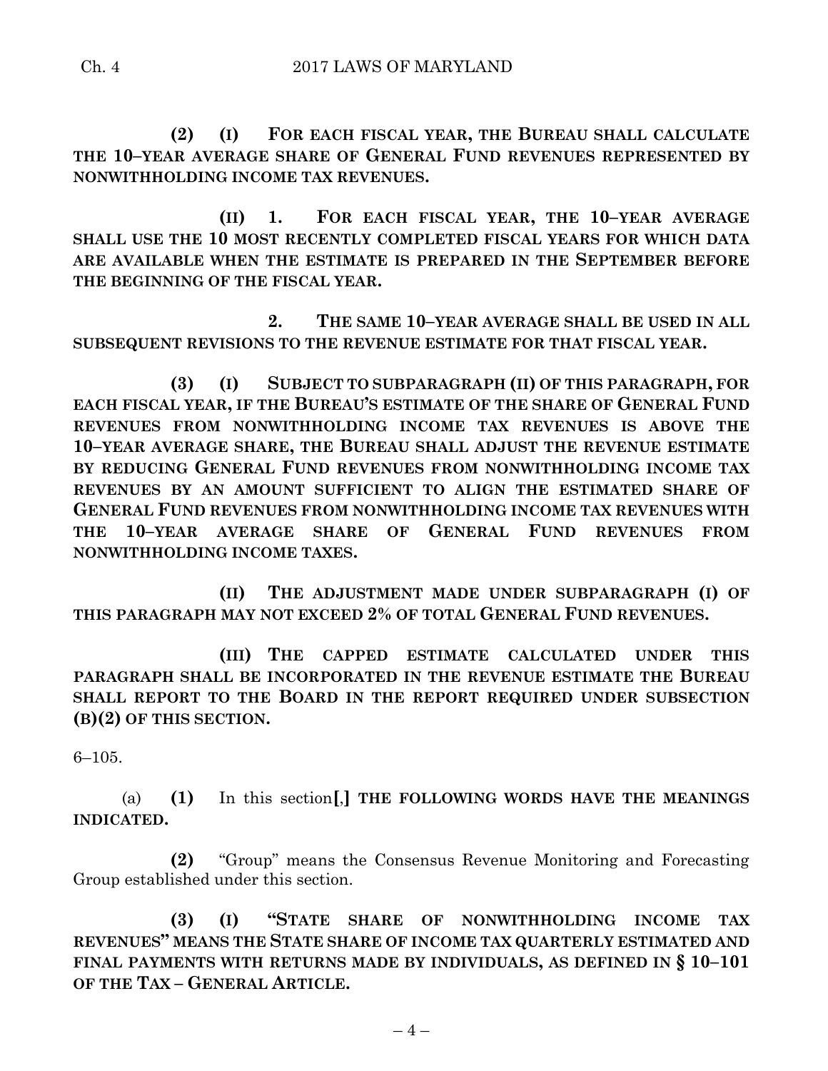**(2) (I) FOR EACH FISCAL YEAR, THE BUREAU SHALL CALCULATE THE 10–YEAR AVERAGE SHARE OF GENERAL FUND REVENUES REPRESENTED BY NONWITHHOLDING INCOME TAX REVENUES.**

**(II) 1. FOR EACH FISCAL YEAR, THE 10–YEAR AVERAGE SHALL USE THE 10 MOST RECENTLY COMPLETED FISCAL YEARS FOR WHICH DATA ARE AVAILABLE WHEN THE ESTIMATE IS PREPARED IN THE SEPTEMBER BEFORE THE BEGINNING OF THE FISCAL YEAR.**

**2. THE SAME 10–YEAR AVERAGE SHALL BE USED IN ALL SUBSEQUENT REVISIONS TO THE REVENUE ESTIMATE FOR THAT FISCAL YEAR.**

**(3) (I) SUBJECT TO SUBPARAGRAPH (II) OF THIS PARAGRAPH, FOR EACH FISCAL YEAR, IF THE BUREAU'S ESTIMATE OF THE SHARE OF GENERAL FUND REVENUES FROM NONWITHHOLDING INCOME TAX REVENUES IS ABOVE THE 10–YEAR AVERAGE SHARE, THE BUREAU SHALL ADJUST THE REVENUE ESTIMATE BY REDUCING GENERAL FUND REVENUES FROM NONWITHHOLDING INCOME TAX REVENUES BY AN AMOUNT SUFFICIENT TO ALIGN THE ESTIMATED SHARE OF GENERAL FUND REVENUES FROM NONWITHHOLDING INCOME TAX REVENUES WITH THE 10–YEAR AVERAGE SHARE OF GENERAL FUND REVENUES FROM NONWITHHOLDING INCOME TAXES.**

**(II) THE ADJUSTMENT MADE UNDER SUBPARAGRAPH (I) OF THIS PARAGRAPH MAY NOT EXCEED 2% OF TOTAL GENERAL FUND REVENUES.**

**(III) THE CAPPED ESTIMATE CALCULATED UNDER THIS PARAGRAPH SHALL BE INCORPORATED IN THE REVENUE ESTIMATE THE BUREAU SHALL REPORT TO THE BOARD IN THE REPORT REQUIRED UNDER SUBSECTION (B)(2) OF THIS SECTION.**

6–105.

(a) **(1)** In this section**[**,**] THE FOLLOWING WORDS HAVE THE MEANINGS INDICATED.**

**(2)** "Group" means the Consensus Revenue Monitoring and Forecasting Group established under this section.

**(3) (I) "STATE SHARE OF NONWITHHOLDING INCOME TAX REVENUES" MEANS THE STATE SHARE OF INCOME TAX QUARTERLY ESTIMATED AND FINAL PAYMENTS WITH RETURNS MADE BY INDIVIDUALS, AS DEFINED IN § 10–101 OF THE TAX – GENERAL ARTICLE.**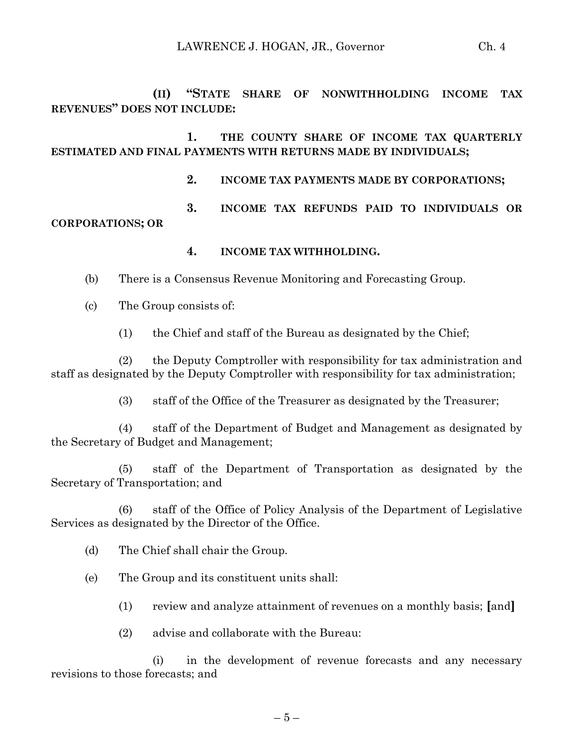**(II) "STATE SHARE OF NONWITHHOLDING INCOME TAX REVENUES" DOES NOT INCLUDE:**

**1. THE COUNTY SHARE OF INCOME TAX QUARTERLY ESTIMATED AND FINAL PAYMENTS WITH RETURNS MADE BY INDIVIDUALS;**

**2. INCOME TAX PAYMENTS MADE BY CORPORATIONS;**

**3. INCOME TAX REFUNDS PAID TO INDIVIDUALS OR CORPORATIONS; OR**

**4. INCOME TAX WITHHOLDING.**

(b) There is a Consensus Revenue Monitoring and Forecasting Group.

(c) The Group consists of:

(1) the Chief and staff of the Bureau as designated by the Chief;

(2) the Deputy Comptroller with responsibility for tax administration and staff as designated by the Deputy Comptroller with responsibility for tax administration;

(3) staff of the Office of the Treasurer as designated by the Treasurer;

(4) staff of the Department of Budget and Management as designated by the Secretary of Budget and Management;

(5) staff of the Department of Transportation as designated by the Secretary of Transportation; and

(6) staff of the Office of Policy Analysis of the Department of Legislative Services as designated by the Director of the Office.

(d) The Chief shall chair the Group.

(e) The Group and its constituent units shall:

(1) review and analyze attainment of revenues on a monthly basis; **[**and**]**

(2) advise and collaborate with the Bureau:

(i) in the development of revenue forecasts and any necessary revisions to those forecasts; and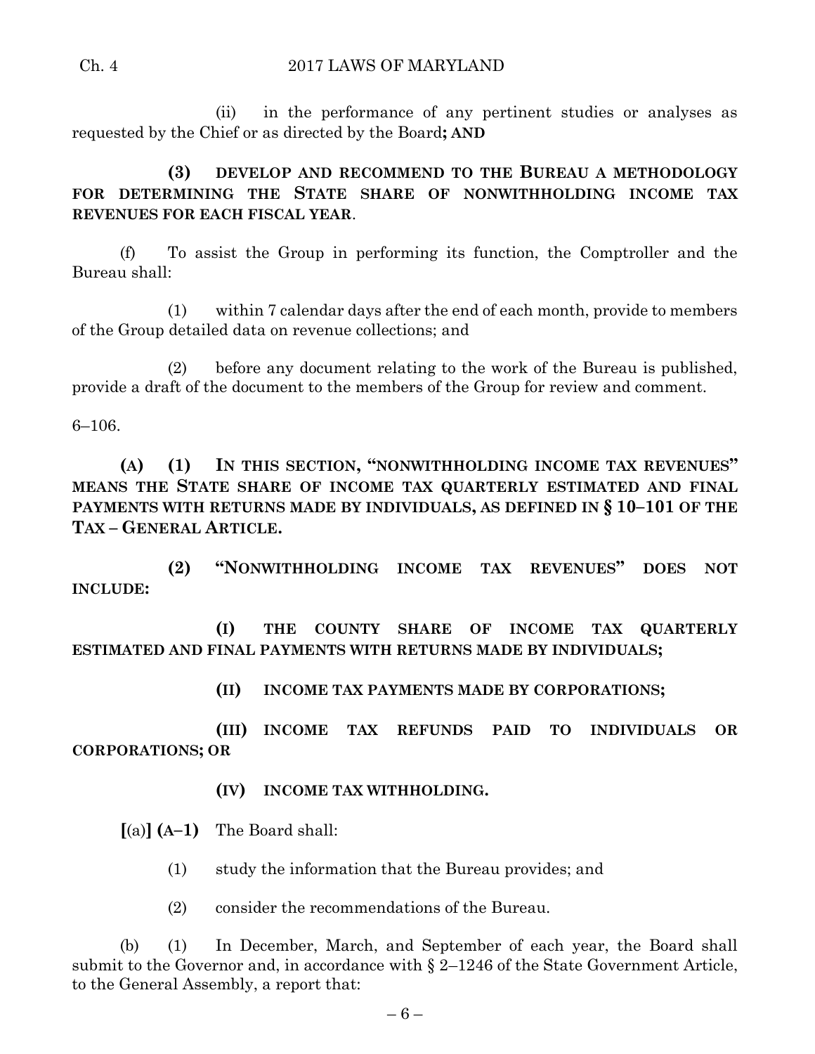(ii) in the performance of any pertinent studies or analyses as requested by the Chief or as directed by the Board**; AND**

**(3) DEVELOP AND RECOMMEND TO THE BUREAU A METHODOLOGY FOR DETERMINING THE STATE SHARE OF NONWITHHOLDING INCOME TAX REVENUES FOR EACH FISCAL YEAR**.

(f) To assist the Group in performing its function, the Comptroller and the Bureau shall:

(1) within 7 calendar days after the end of each month, provide to members of the Group detailed data on revenue collections; and

(2) before any document relating to the work of the Bureau is published, provide a draft of the document to the members of the Group for review and comment.

6–106.

**(A) (1) IN THIS SECTION, "NONWITHHOLDING INCOME TAX REVENUES" MEANS THE STATE SHARE OF INCOME TAX QUARTERLY ESTIMATED AND FINAL PAYMENTS WITH RETURNS MADE BY INDIVIDUALS, AS DEFINED IN § 10–101 OF THE TAX – GENERAL ARTICLE.**

**(2) "NONWITHHOLDING INCOME TAX REVENUES" DOES NOT INCLUDE:**

**(I) THE COUNTY SHARE OF INCOME TAX QUARTERLY ESTIMATED AND FINAL PAYMENTS WITH RETURNS MADE BY INDIVIDUALS;**

**(II) INCOME TAX PAYMENTS MADE BY CORPORATIONS;**

**(III) INCOME TAX REFUNDS PAID TO INDIVIDUALS OR CORPORATIONS; OR**

**(IV) INCOME TAX WITHHOLDING.**

**[**(a)**] (A–1)** The Board shall:

(1) study the information that the Bureau provides; and

(2) consider the recommendations of the Bureau.

(b) (1) In December, March, and September of each year, the Board shall submit to the Governor and, in accordance with § 2–1246 of the State Government Article, to the General Assembly, a report that: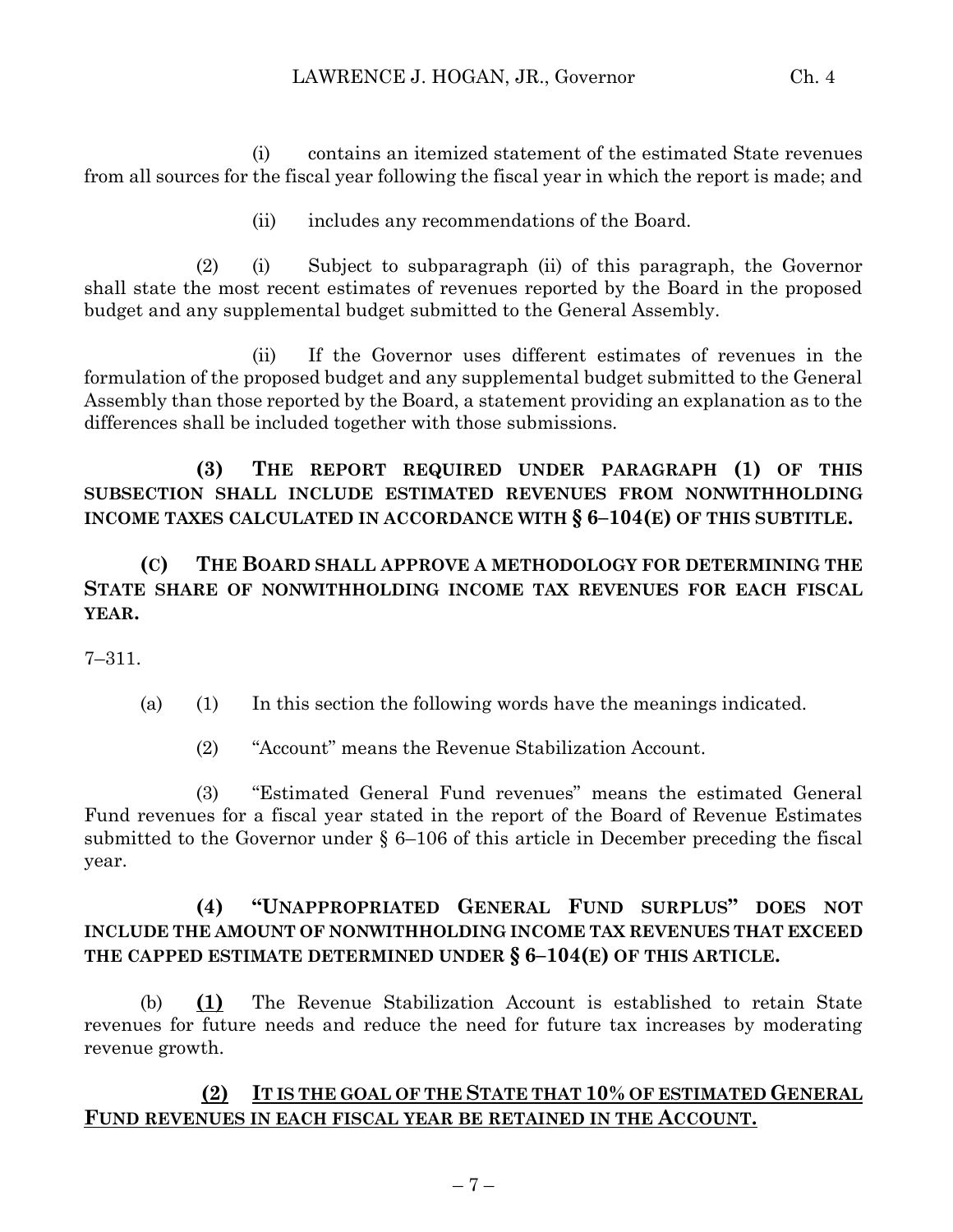(i) contains an itemized statement of the estimated State revenues from all sources for the fiscal year following the fiscal year in which the report is made; and

(ii) includes any recommendations of the Board.

(2) (i) Subject to subparagraph (ii) of this paragraph, the Governor shall state the most recent estimates of revenues reported by the Board in the proposed budget and any supplemental budget submitted to the General Assembly.

(ii) If the Governor uses different estimates of revenues in the formulation of the proposed budget and any supplemental budget submitted to the General Assembly than those reported by the Board, a statement providing an explanation as to the differences shall be included together with those submissions.

**(3) THE REPORT REQUIRED UNDER PARAGRAPH (1) OF THIS SUBSECTION SHALL INCLUDE ESTIMATED REVENUES FROM NONWITHHOLDING INCOME TAXES CALCULATED IN ACCORDANCE WITH § 6–104(E) OF THIS SUBTITLE.**

**(C) THE BOARD SHALL APPROVE A METHODOLOGY FOR DETERMINING THE STATE SHARE OF NONWITHHOLDING INCOME TAX REVENUES FOR EACH FISCAL YEAR.**

7–311.

(a) (1) In this section the following words have the meanings indicated.

(2) "Account" means the Revenue Stabilization Account.

(3) "Estimated General Fund revenues" means the estimated General Fund revenues for a fiscal year stated in the report of the Board of Revenue Estimates submitted to the Governor under § 6–106 of this article in December preceding the fiscal year.

**(4) "UNAPPROPRIATED GENERAL FUND SURPLUS" DOES NOT INCLUDE THE AMOUNT OF NONWITHHOLDING INCOME TAX REVENUES THAT EXCEED THE CAPPED ESTIMATE DETERMINED UNDER § 6–104(E) OF THIS ARTICLE.**

(b) **<u>(1)</u>** The Revenue Stabilization Account is established to retain State revenues for future needs and reduce the need for future tax increases by moderating revenue growth.

**<u>(2) IT IS THE GOAL OF THE STATE THAT 10% OF ESTIMATED GENERAL FUND REVENUES IN EACH FISCAL YEAR BE RETAINED IN THE ACCOUNT.</u>**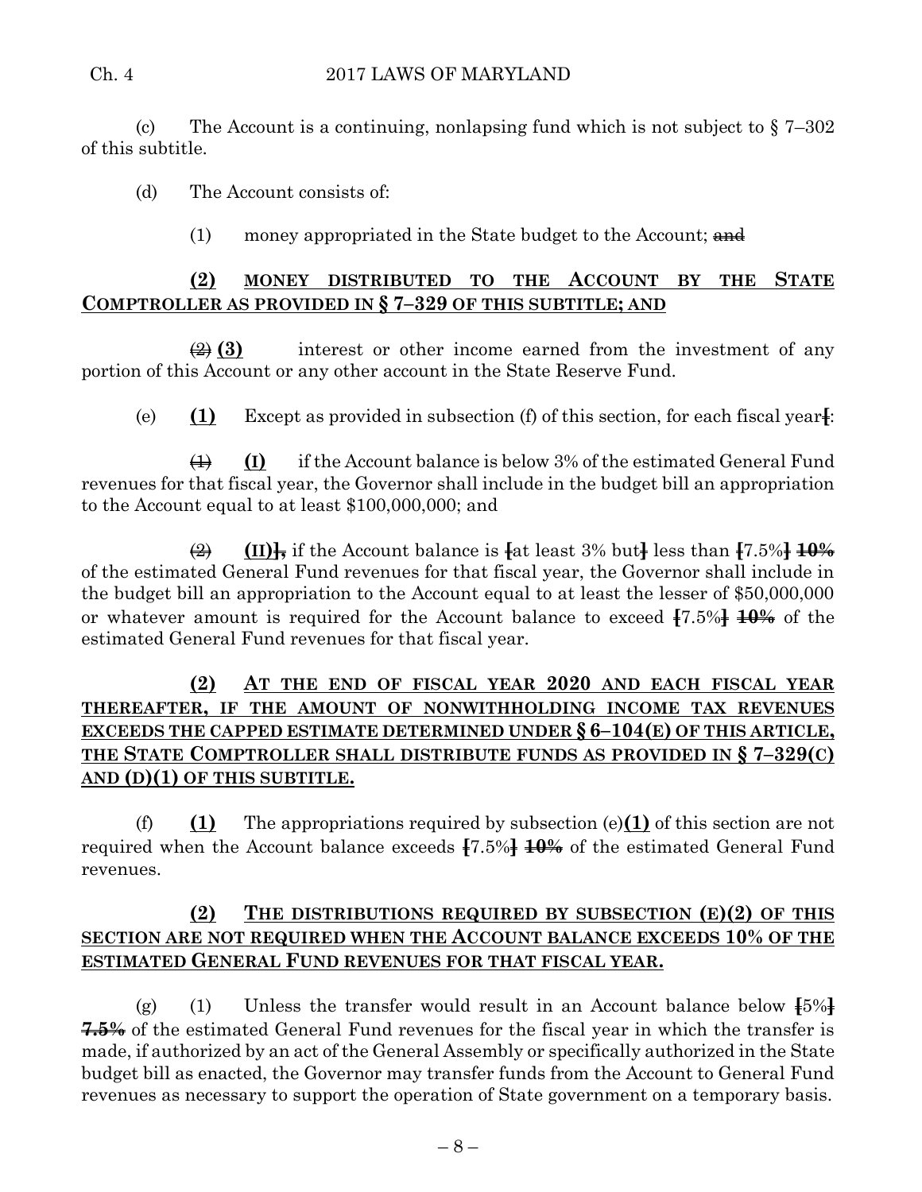(c) The Account is a continuing, nonlapsing fund which is not subject to § 7–302 of this subtitle.

(d) The Account consists of:

(1) money appropriated in the State budget to the Account; ~~and~~

**(2) MONEY DISTRIBUTED TO THE ACCOUNT BY THE STATE COMPTROLLER AS PROVIDED IN § 7–329 OF THIS SUBTITLE; AND**

~~(2)~~ **(3)** interest or other income earned from the investment of any portion of this Account or any other account in the State Reserve Fund.

(e) **(1)** Except as provided in subsection (f) of this section, for each fiscal year[:

~~(1)~~ **(I)** if the Account balance is below 3% of the estimated General Fund revenues for that fiscal year, the Governor shall include in the budget bill an appropriation to the Account equal to at least $100,000,000; and

~~(2)~~ **(II)**], if the Account balance is [at least 3% but] less than [7.5%] ~~10%~~ of the estimated General Fund revenues for that fiscal year, the Governor shall include in the budget bill an appropriation to the Account equal to at least the lesser of $50,000,000 or whatever amount is required for the Account balance to exceed [7.5%] ~~10%~~ of the estimated General Fund revenues for that fiscal year.

**(2) AT THE END OF FISCAL YEAR 2020 AND EACH FISCAL YEAR THEREAFTER, IF THE AMOUNT OF NONWITHHOLDING INCOME TAX REVENUES EXCEEDS THE CAPPED ESTIMATE DETERMINED UNDER § 6–104(E) OF THIS ARTICLE, THE STATE COMPTROLLER SHALL DISTRIBUTE FUNDS AS PROVIDED IN § 7–329(C) AND (D)(1) OF THIS SUBTITLE.**

(f) **(1)** The appropriations required by subsection (e)**(1)** of this section are not required when the Account balance exceeds [7.5%] ~~10%~~ of the estimated General Fund revenues.

**(2) THE DISTRIBUTIONS REQUIRED BY SUBSECTION (E)(2) OF THIS SECTION ARE NOT REQUIRED WHEN THE ACCOUNT BALANCE EXCEEDS 10% OF THE ESTIMATED GENERAL FUND REVENUES FOR THAT FISCAL YEAR.**

(g) (1) Unless the transfer would result in an Account balance below [5%] ~~7.5%~~ of the estimated General Fund revenues for the fiscal year in which the transfer is made, if authorized by an act of the General Assembly or specifically authorized in the State budget bill as enacted, the Governor may transfer funds from the Account to General Fund revenues as necessary to support the operation of State government on a temporary basis.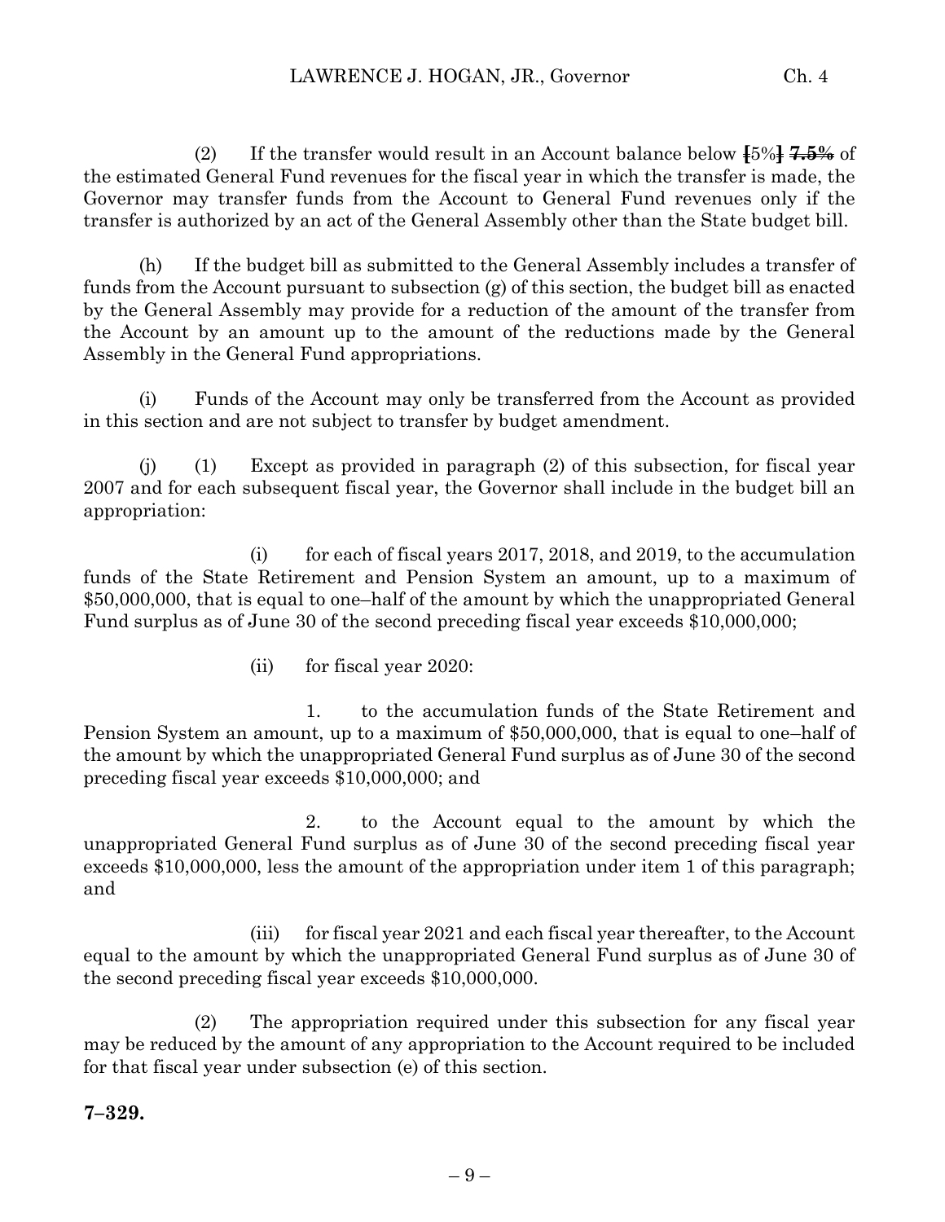(2) If the transfer would result in an Account balance below [5%] ~~7.5%~~ of the estimated General Fund revenues for the fiscal year in which the transfer is made, the Governor may transfer funds from the Account to General Fund revenues only if the transfer is authorized by an act of the General Assembly other than the State budget bill.

(h) If the budget bill as submitted to the General Assembly includes a transfer of funds from the Account pursuant to subsection (g) of this section, the budget bill as enacted by the General Assembly may provide for a reduction of the amount of the transfer from the Account by an amount up to the amount of the reductions made by the General Assembly in the General Fund appropriations.

(i) Funds of the Account may only be transferred from the Account as provided in this section and are not subject to transfer by budget amendment.

(j) (1) Except as provided in paragraph (2) of this subsection, for fiscal year 2007 and for each subsequent fiscal year, the Governor shall include in the budget bill an appropriation:

(i) for each of fiscal years 2017, 2018, and 2019, to the accumulation funds of the State Retirement and Pension System an amount, up to a maximum of $50,000,000, that is equal to one–half of the amount by which the unappropriated General Fund surplus as of June 30 of the second preceding fiscal year exceeds $10,000,000;

(ii) for fiscal year 2020:

1. to the accumulation funds of the State Retirement and Pension System an amount, up to a maximum of $50,000,000, that is equal to one–half of the amount by which the unappropriated General Fund surplus as of June 30 of the second preceding fiscal year exceeds $10,000,000; and

2. to the Account equal to the amount by which the unappropriated General Fund surplus as of June 30 of the second preceding fiscal year exceeds $10,000,000, less the amount of the appropriation under item 1 of this paragraph; and

(iii) for fiscal year 2021 and each fiscal year thereafter, to the Account equal to the amount by which the unappropriated General Fund surplus as of June 30 of the second preceding fiscal year exceeds $10,000,000.

(2) The appropriation required under this subsection for any fiscal year may be reduced by the amount of any appropriation to the Account required to be included for that fiscal year under subsection (e) of this section.

**7–329.**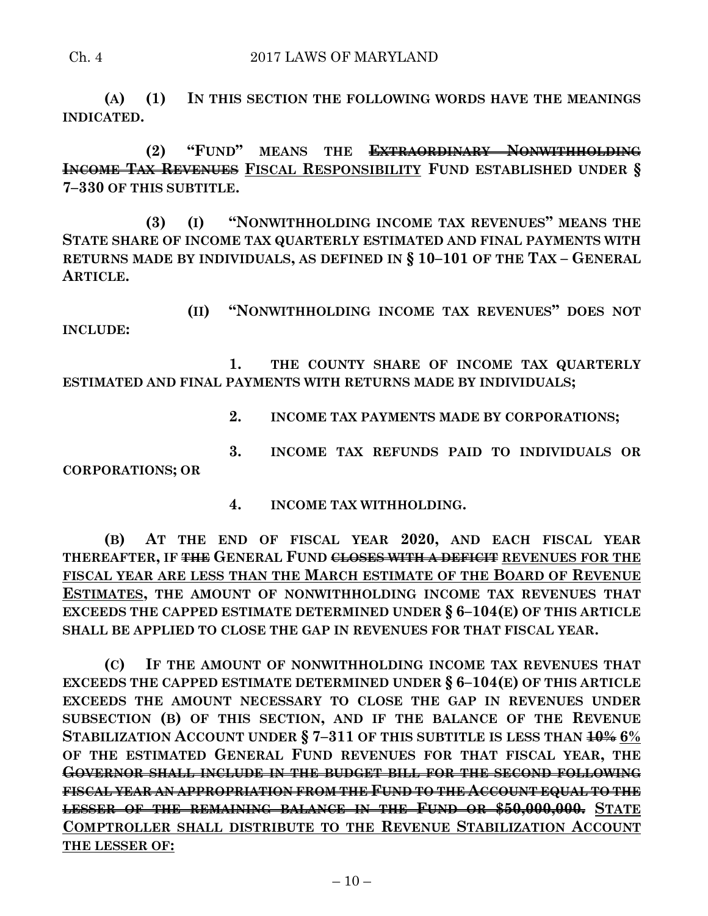**(A) (1) IN THIS SECTION THE FOLLOWING WORDS HAVE THE MEANINGS INDICATED.**

**(2) "FUND" MEANS THE ~~EXTRAORDINARY NONWITHHOLDING INCOME TAX REVENUES~~ FISCAL RESPONSIBILITY FUND ESTABLISHED UNDER § 7–330 OF THIS SUBTITLE.**

**(3) (I) "NONWITHHOLDING INCOME TAX REVENUES" MEANS THE STATE SHARE OF INCOME TAX QUARTERLY ESTIMATED AND FINAL PAYMENTS WITH RETURNS MADE BY INDIVIDUALS, AS DEFINED IN § 10–101 OF THE TAX – GENERAL ARTICLE.**

**(II) "NONWITHHOLDING INCOME TAX REVENUES" DOES NOT INCLUDE:**

**1. THE COUNTY SHARE OF INCOME TAX QUARTERLY ESTIMATED AND FINAL PAYMENTS WITH RETURNS MADE BY INDIVIDUALS;**

**2. INCOME TAX PAYMENTS MADE BY CORPORATIONS;**

**3. INCOME TAX REFUNDS PAID TO INDIVIDUALS OR CORPORATIONS; OR**

**4. INCOME TAX WITHHOLDING.**

**(B) AT THE END OF FISCAL YEAR 2020, AND EACH FISCAL YEAR THEREAFTER, IF ~~THE~~ GENERAL FUND ~~CLOSES WITH A DEFICIT~~ REVENUES FOR THE FISCAL YEAR ARE LESS THAN THE MARCH ESTIMATE OF THE BOARD OF REVENUE ESTIMATES, THE AMOUNT OF NONWITHHOLDING INCOME TAX REVENUES THAT EXCEEDS THE CAPPED ESTIMATE DETERMINED UNDER § 6–104(E) OF THIS ARTICLE SHALL BE APPLIED TO CLOSE THE GAP IN REVENUES FOR THAT FISCAL YEAR.**

**(C) IF THE AMOUNT OF NONWITHHOLDING INCOME TAX REVENUES THAT EXCEEDS THE CAPPED ESTIMATE DETERMINED UNDER § 6–104(E) OF THIS ARTICLE EXCEEDS THE AMOUNT NECESSARY TO CLOSE THE GAP IN REVENUES UNDER SUBSECTION (B) OF THIS SECTION, AND IF THE BALANCE OF THE REVENUE STABILIZATION ACCOUNT UNDER § 7–311 OF THIS SUBTITLE IS LESS THAN ~~10%~~ 6% OF THE ESTIMATED GENERAL FUND REVENUES FOR THAT FISCAL YEAR, THE ~~GOVERNOR SHALL INCLUDE IN THE BUDGET BILL FOR THE SECOND FOLLOWING FISCAL YEAR AN APPROPRIATION FROM THE FUND TO THE ACCOUNT EQUAL TO THE LESSER OF THE REMAINING BALANCE IN THE FUND OR $50,000,000.~~ STATE COMPTROLLER SHALL DISTRIBUTE TO THE REVENUE STABILIZATION ACCOUNT THE LESSER OF:**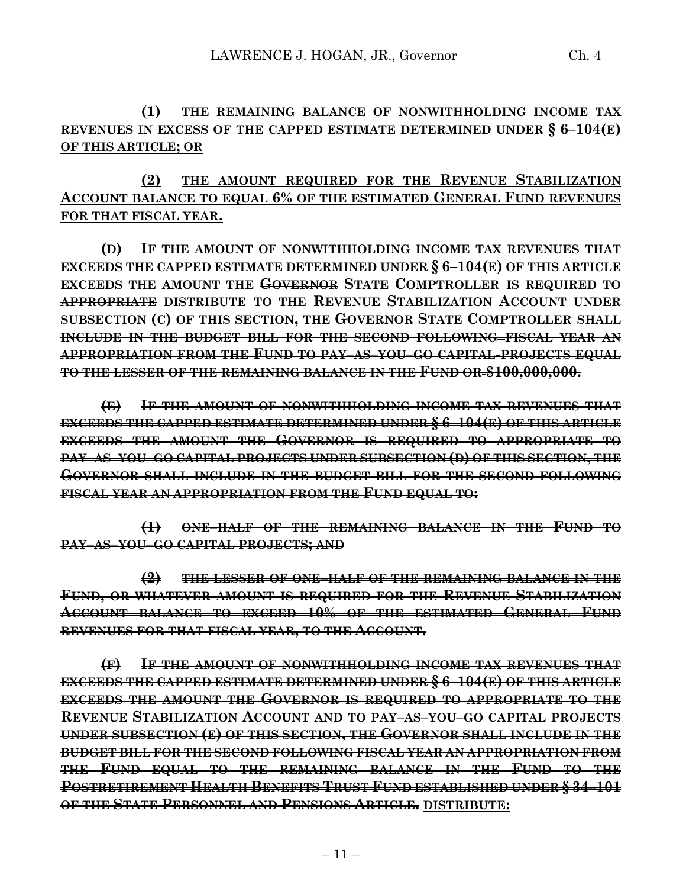**(1) THE REMAINING BALANCE OF NONWITHHOLDING INCOME TAX REVENUES IN EXCESS OF THE CAPPED ESTIMATE DETERMINED UNDER § 6–104(E) OF THIS ARTICLE; OR**

**(2) THE AMOUNT REQUIRED FOR THE REVENUE STABILIZATION ACCOUNT BALANCE TO EQUAL 6% OF THE ESTIMATED GENERAL FUND REVENUES FOR THAT FISCAL YEAR.**

**(D) IF THE AMOUNT OF NONWITHHOLDING INCOME TAX REVENUES THAT EXCEEDS THE CAPPED ESTIMATE DETERMINED UNDER § 6–104(E) OF THIS ARTICLE EXCEEDS THE AMOUNT THE ~~GOVERNOR~~ STATE COMPTROLLER IS REQUIRED TO ~~APPROPRIATE~~ DISTRIBUTE TO THE REVENUE STABILIZATION ACCOUNT UNDER SUBSECTION (C) OF THIS SECTION, THE ~~GOVERNOR~~ STATE COMPTROLLER SHALL ~~INCLUDE IN THE BUDGET BILL FOR THE SECOND FOLLOWING FISCAL YEAR AN APPROPRIATION FROM THE FUND TO PAY–AS–YOU–GO CAPITAL PROJECTS EQUAL TO THE LESSER OF THE REMAINING BALANCE IN THE FUND OR $100,000,000.~~**

~~**(E) IF THE AMOUNT OF NONWITHHOLDING INCOME TAX REVENUES THAT EXCEEDS THE CAPPED ESTIMATE DETERMINED UNDER § 6–104(E) OF THIS ARTICLE EXCEEDS THE AMOUNT THE GOVERNOR IS REQUIRED TO APPROPRIATE TO PAY–AS–YOU–GO CAPITAL PROJECTS UNDER SUBSECTION (D) OF THIS SECTION, THE GOVERNOR SHALL INCLUDE IN THE BUDGET BILL FOR THE SECOND FOLLOWING FISCAL YEAR AN APPROPRIATION FROM THE FUND EQUAL TO:**~~

~~**(1) ONE–HALF OF THE REMAINING BALANCE IN THE FUND TO PAY–AS–YOU–GO CAPITAL PROJECTS; AND**~~

~~**(2) THE LESSER OF ONE–HALF OF THE REMAINING BALANCE IN THE FUND, OR WHATEVER AMOUNT IS REQUIRED FOR THE REVENUE STABILIZATION ACCOUNT BALANCE TO EXCEED 10% OF THE ESTIMATED GENERAL FUND REVENUES FOR THAT FISCAL YEAR, TO THE ACCOUNT.**~~

**~~(F) IF THE AMOUNT OF NONWITHHOLDING INCOME TAX REVENUES THAT EXCEEDS THE CAPPED ESTIMATE DETERMINED UNDER § 6–104(E) OF THIS ARTICLE EXCEEDS THE AMOUNT THE GOVERNOR IS REQUIRED TO APPROPRIATE TO THE REVENUE STABILIZATION ACCOUNT AND TO PAY–AS–YOU–GO CAPITAL PROJECTS UNDER SUBSECTION (E) OF THIS SECTION, THE GOVERNOR SHALL INCLUDE IN THE BUDGET BILL FOR THE SECOND FOLLOWING FISCAL YEAR AN APPROPRIATION FROM THE FUND EQUAL TO THE REMAINING BALANCE IN THE FUND TO THE POSTRETIREMENT HEALTH BENEFITS TRUST FUND ESTABLISHED UNDER § 34–101 OF THE STATE PERSONNEL AND PENSIONS ARTICLE.~~ DISTRIBUTE:**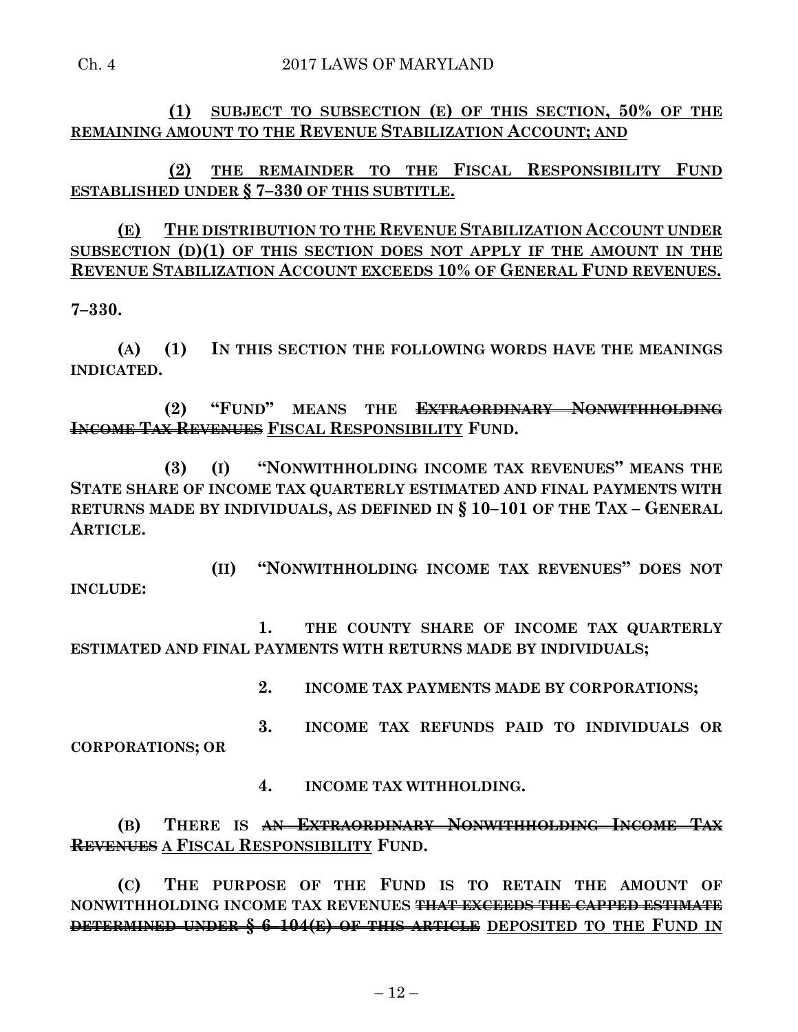**(1) SUBJECT TO SUBSECTION (E) OF THIS SECTION, 50% OF THE REMAINING AMOUNT TO THE REVENUE STABILIZATION ACCOUNT; AND**

**(2) THE REMAINDER TO THE FISCAL RESPONSIBILITY FUND ESTABLISHED UNDER § 7–330 OF THIS SUBTITLE.**

**(E) THE DISTRIBUTION TO THE REVENUE STABILIZATION ACCOUNT UNDER SUBSECTION (D)(1) OF THIS SECTION DOES NOT APPLY IF THE AMOUNT IN THE REVENUE STABILIZATION ACCOUNT EXCEEDS 10% OF GENERAL FUND REVENUES.**

**7–330.**

**(A) (1) IN THIS SECTION THE FOLLOWING WORDS HAVE THE MEANINGS INDICATED.**

**(2) "FUND" MEANS THE ~~EXTRAORDINARY NONWITHHOLDING INCOME TAX REVENUES~~ FISCAL RESPONSIBILITY FUND.**

**(3) (I) "NONWITHHOLDING INCOME TAX REVENUES" MEANS THE STATE SHARE OF INCOME TAX QUARTERLY ESTIMATED AND FINAL PAYMENTS WITH RETURNS MADE BY INDIVIDUALS, AS DEFINED IN § 10–101 OF THE TAX – GENERAL ARTICLE.**

**(II) "NONWITHHOLDING INCOME TAX REVENUES" DOES NOT INCLUDE:**

**1. THE COUNTY SHARE OF INCOME TAX QUARTERLY ESTIMATED AND FINAL PAYMENTS WITH RETURNS MADE BY INDIVIDUALS;**

**2. INCOME TAX PAYMENTS MADE BY CORPORATIONS;**

**3. INCOME TAX REFUNDS PAID TO INDIVIDUALS OR CORPORATIONS; OR**

**4. INCOME TAX WITHHOLDING.**

**(B) THERE IS ~~AN EXTRAORDINARY NONWITHHOLDING INCOME TAX REVENUES~~ A FISCAL RESPONSIBILITY FUND.**

**(C) THE PURPOSE OF THE FUND IS TO RETAIN THE AMOUNT OF NONWITHHOLDING INCOME TAX REVENUES ~~THAT EXCEEDS THE CAPPED ESTIMATE DETERMINED UNDER § 6–104(E) OF THIS ARTICLE~~ DEPOSITED TO THE FUND IN**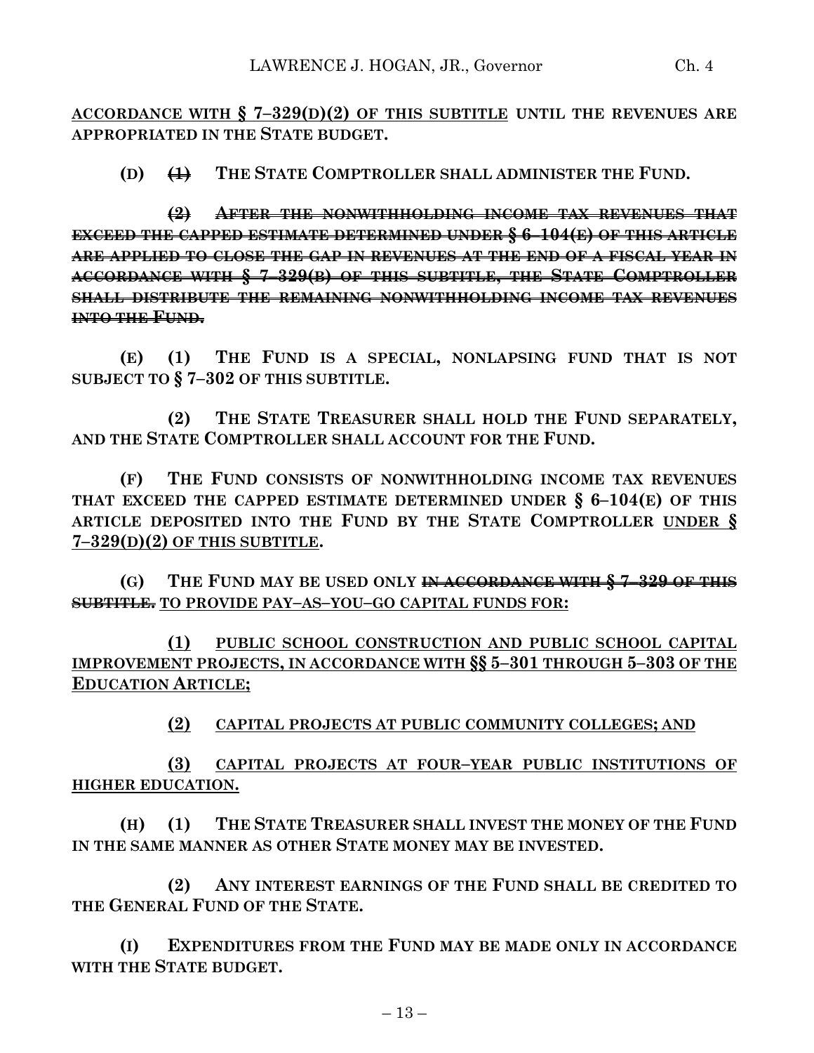**ACCORDANCE WITH § 7–329(D)(2) OF THIS SUBTITLE UNTIL THE REVENUES ARE APPROPRIATED IN THE STATE BUDGET.**

**(D) ~~(1)~~ THE STATE COMPTROLLER SHALL ADMINISTER THE FUND.**

**~~(2) AFTER THE NONWITHHOLDING INCOME TAX REVENUES THAT EXCEED THE CAPPED ESTIMATE DETERMINED UNDER § 6–104(E) OF THIS ARTICLE ARE APPLIED TO CLOSE THE GAP IN REVENUES AT THE END OF A FISCAL YEAR IN ACCORDANCE WITH § 7–329(B) OF THIS SUBTITLE, THE STATE COMPTROLLER SHALL DISTRIBUTE THE REMAINING NONWITHHOLDING INCOME TAX REVENUES INTO THE FUND.~~**

**(E) (1) THE FUND IS A SPECIAL, NONLAPSING FUND THAT IS NOT SUBJECT TO § 7–302 OF THIS SUBTITLE.**

**(2) THE STATE TREASURER SHALL HOLD THE FUND SEPARATELY, AND THE STATE COMPTROLLER SHALL ACCOUNT FOR THE FUND.**

**(F) THE FUND CONSISTS OF NONWITHHOLDING INCOME TAX REVENUES THAT EXCEED THE CAPPED ESTIMATE DETERMINED UNDER § 6–104(E) OF THIS ARTICLE DEPOSITED INTO THE FUND BY THE STATE COMPTROLLER UNDER § 7–329(D)(2) OF THIS SUBTITLE.**

**(G) THE FUND MAY BE USED ONLY ~~IN ACCORDANCE WITH § 7–329 OF THIS SUBTITLE.~~ TO PROVIDE PAY–AS–YOU–GO CAPITAL FUNDS FOR:**

**(1) PUBLIC SCHOOL CONSTRUCTION AND PUBLIC SCHOOL CAPITAL IMPROVEMENT PROJECTS, IN ACCORDANCE WITH §§ 5–301 THROUGH 5–303 OF THE EDUCATION ARTICLE;**

**(2) CAPITAL PROJECTS AT PUBLIC COMMUNITY COLLEGES; AND**

**(3) CAPITAL PROJECTS AT FOUR–YEAR PUBLIC INSTITUTIONS OF HIGHER EDUCATION.**

**(H) (1) THE STATE TREASURER SHALL INVEST THE MONEY OF THE FUND IN THE SAME MANNER AS OTHER STATE MONEY MAY BE INVESTED.**

**(2) ANY INTEREST EARNINGS OF THE FUND SHALL BE CREDITED TO THE GENERAL FUND OF THE STATE.**

**(I) EXPENDITURES FROM THE FUND MAY BE MADE ONLY IN ACCORDANCE WITH THE STATE BUDGET.**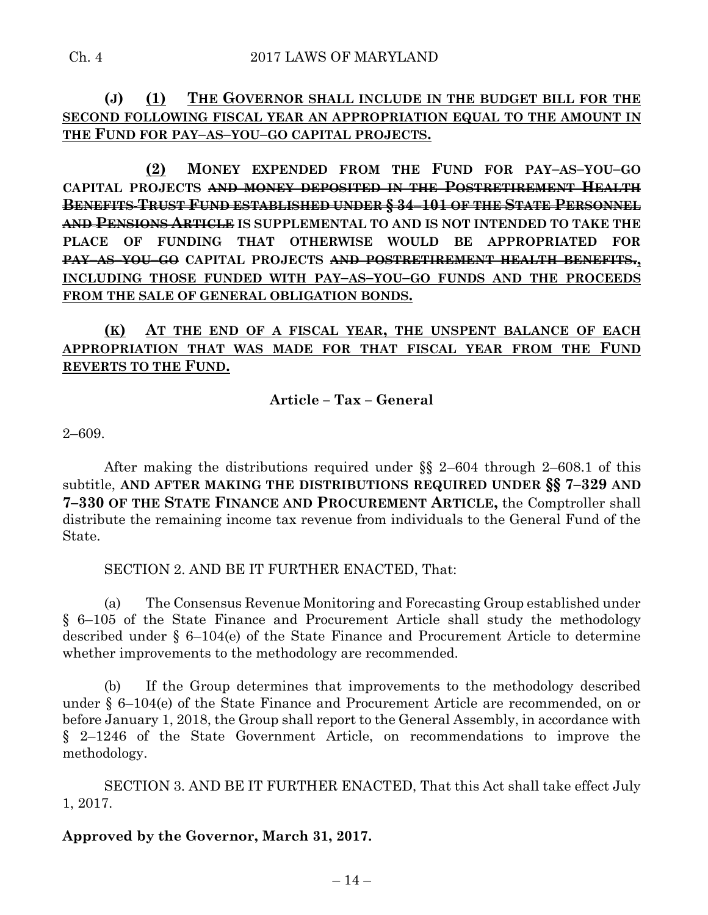**(J) (1) THE GOVERNOR SHALL INCLUDE IN THE BUDGET BILL FOR THE SECOND FOLLOWING FISCAL YEAR AN APPROPRIATION EQUAL TO THE AMOUNT IN THE FUND FOR PAY–AS–YOU–GO CAPITAL PROJECTS.**

**(2) MONEY EXPENDED FROM THE FUND FOR PAY–AS–YOU–GO CAPITAL PROJECTS ~~AND MONEY DEPOSITED IN THE POSTRETIREMENT HEALTH BENEFITS TRUST FUND ESTABLISHED UNDER § 34–101 OF THE STATE PERSONNEL AND PENSIONS ARTICLE~~ IS SUPPLEMENTAL TO AND IS NOT INTENDED TO TAKE THE PLACE OF FUNDING THAT OTHERWISE WOULD BE APPROPRIATED FOR ~~PAY–AS–YOU–GO~~ CAPITAL PROJECTS ~~AND POSTRETIREMENT HEALTH BENEFITS.~~, INCLUDING THOSE FUNDED WITH PAY–AS–YOU–GO FUNDS AND THE PROCEEDS FROM THE SALE OF GENERAL OBLIGATION BONDS.**

**(K) AT THE END OF A FISCAL YEAR, THE UNSPENT BALANCE OF EACH APPROPRIATION THAT WAS MADE FOR THAT FISCAL YEAR FROM THE FUND REVERTS TO THE FUND.**

**Article – Tax – General**

2–609.

After making the distributions required under §§ 2–604 through 2–608.1 of this subtitle, **AND AFTER MAKING THE DISTRIBUTIONS REQUIRED UNDER §§ 7–329 AND 7–330 OF THE STATE FINANCE AND PROCUREMENT ARTICLE,** the Comptroller shall distribute the remaining income tax revenue from individuals to the General Fund of the State.

SECTION 2. AND BE IT FURTHER ENACTED, That:

(a) The Consensus Revenue Monitoring and Forecasting Group established under § 6–105 of the State Finance and Procurement Article shall study the methodology described under § 6–104(e) of the State Finance and Procurement Article to determine whether improvements to the methodology are recommended.

(b) If the Group determines that improvements to the methodology described under § 6–104(e) of the State Finance and Procurement Article are recommended, on or before January 1, 2018, the Group shall report to the General Assembly, in accordance with § 2–1246 of the State Government Article, on recommendations to improve the methodology.

SECTION 3. AND BE IT FURTHER ENACTED, That this Act shall take effect July 1, 2017.

**Approved by the Governor, March 31, 2017.**